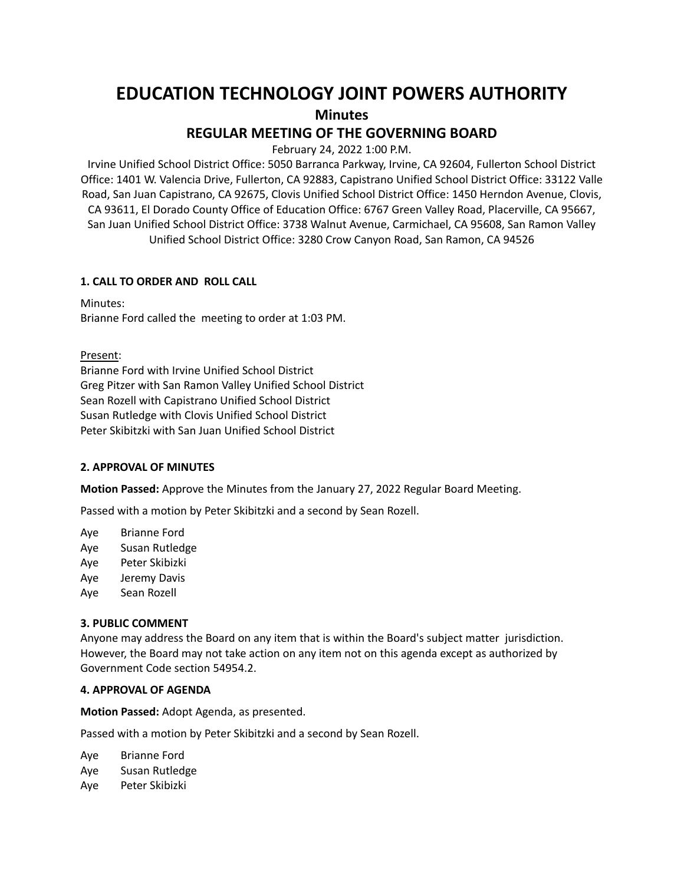# EDUCATION TECHNOLOGY JOINT POWERS AUTHORITY

## Minutes

## REGULAR MEETING OF THE GOVERNING BOARD

February 24, 2022 1:00 P.M.

Irvine Unified School District Office: 5050 Barranca Parkway, Irvine, CA 92604, Fullerton School District Office: 1401 W. Valencia Drive, Fullerton, CA 92883, Capistrano Unified School District Office: 33122 Valle Road, San Juan Capistrano, CA 92675, Clovis Unified School District Office: 1450 Herndon Avenue, Clovis, CA 93611, El Dorado County Office of Education Office: 6767 Green Valley Road, Placerville, CA 95667, San Juan Unified School District Office: 3738 Walnut Avenue, Carmichael, CA 95608, San Ramon Valley Unified School District Office: 3280 Crow Canyon Road, San Ramon, CA 94526

### 1. CALL TO ORDER AND ROLL CALL

Minutes:
Brianne Ford called the meeting to order at 1:03 PM.

Present:
Brianne Ford with Irvine Unified School District
Greg Pitzer with San Ramon Valley Unified School District
Sean Rozell with Capistrano Unified School District
Susan Rutledge with Clovis Unified School District
Peter Skibitzki with San Juan Unified School District

### 2. APPROVAL OF MINUTES

**Motion Passed:** Approve the Minutes from the January 27, 2022 Regular Board Meeting.

Passed with a motion by Peter Skibitzki and a second by Sean Rozell.

Aye Brianne Ford
Aye Susan Rutledge
Aye Peter Skibizki
Aye Jeremy Davis
Aye Sean Rozell

### 3. PUBLIC COMMENT

Anyone may address the Board on any item that is within the Board's subject matter jurisdiction. However, the Board may not take action on any item not on this agenda except as authorized by Government Code section 54954.2.

### 4. APPROVAL OF AGENDA

**Motion Passed:** Adopt Agenda, as presented.

Passed with a motion by Peter Skibitzki and a second by Sean Rozell.

Aye Brianne Ford
Aye Susan Rutledge
Aye Peter Skibizki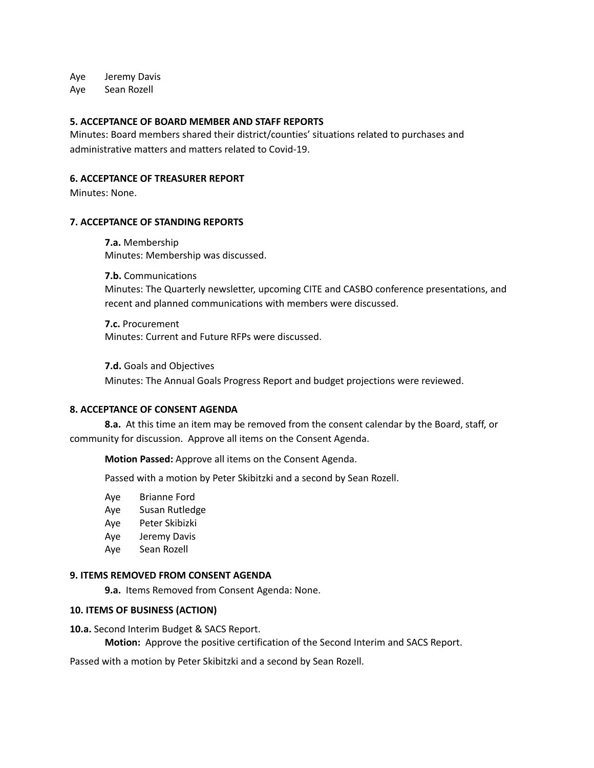Aye Jeremy Davis
Aye Sean Rozell

**5. ACCEPTANCE OF BOARD MEMBER AND STAFF REPORTS**

Minutes: Board members shared their district/counties' situations related to purchases and administrative matters and matters related to Covid-19.

**6. ACCEPTANCE OF TREASURER REPORT**

Minutes: None.

**7. ACCEPTANCE OF STANDING REPORTS**

**7.a.** Membership
Minutes: Membership was discussed.

**7.b.** Communications
Minutes: The Quarterly newsletter, upcoming CITE and CASBO conference presentations, and recent and planned communications with members were discussed.

**7.c.** Procurement
Minutes: Current and Future RFPs were discussed.

**7.d.** Goals and Objectives
Minutes: The Annual Goals Progress Report and budget projections were reviewed.

**8. ACCEPTANCE OF CONSENT AGENDA**

**8.a.** At this time an item may be removed from the consent calendar by the Board, staff, or community for discussion. Approve all items on the Consent Agenda.

**Motion Passed:** Approve all items on the Consent Agenda.

Passed with a motion by Peter Skibitzki and a second by Sean Rozell.

Aye Brianne Ford
Aye Susan Rutledge
Aye Peter Skibizki
Aye Jeremy Davis
Aye Sean Rozell

**9. ITEMS REMOVED FROM CONSENT AGENDA**

**9.a.** Items Removed from Consent Agenda: None.

**10. ITEMS OF BUSINESS (ACTION)**

**10.a.** Second Interim Budget & SACS Report.

**Motion:** Approve the positive certification of the Second Interim and SACS Report.

Passed with a motion by Peter Skibitzki and a second by Sean Rozell.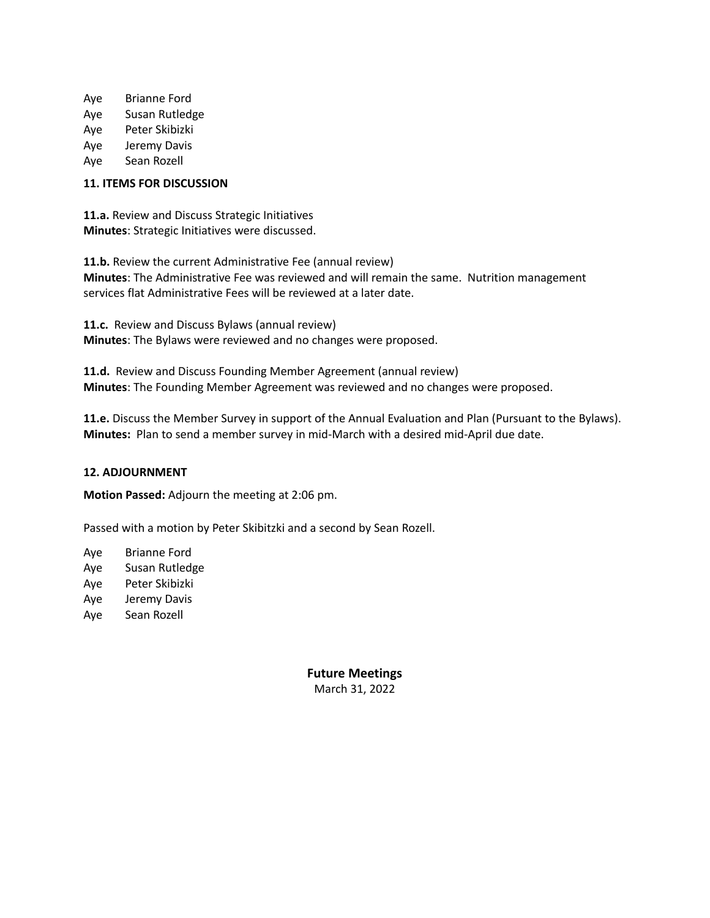Aye Brianne Ford
Aye Susan Rutledge
Aye Peter Skibizki
Aye Jeremy Davis
Aye Sean Rozell

**11. ITEMS FOR DISCUSSION**

**11.a.** Review and Discuss Strategic Initiatives
**Minutes**: Strategic Initiatives were discussed.

**11.b.** Review the current Administrative Fee (annual review)
**Minutes**: The Administrative Fee was reviewed and will remain the same. Nutrition management services flat Administrative Fees will be reviewed at a later date.

**11.c.** Review and Discuss Bylaws (annual review)
**Minutes**: The Bylaws were reviewed and no changes were proposed.

**11.d.** Review and Discuss Founding Member Agreement (annual review)
**Minutes**: The Founding Member Agreement was reviewed and no changes were proposed.

**11.e.** Discuss the Member Survey in support of the Annual Evaluation and Plan (Pursuant to the Bylaws).
**Minutes:** Plan to send a member survey in mid-March with a desired mid-April due date.

**12. ADJOURNMENT**

**Motion Passed:** Adjourn the meeting at 2:06 pm.

Passed with a motion by Peter Skibitzki and a second by Sean Rozell.

Aye Brianne Ford
Aye Susan Rutledge
Aye Peter Skibizki
Aye Jeremy Davis
Aye Sean Rozell

**Future Meetings**
March 31, 2022